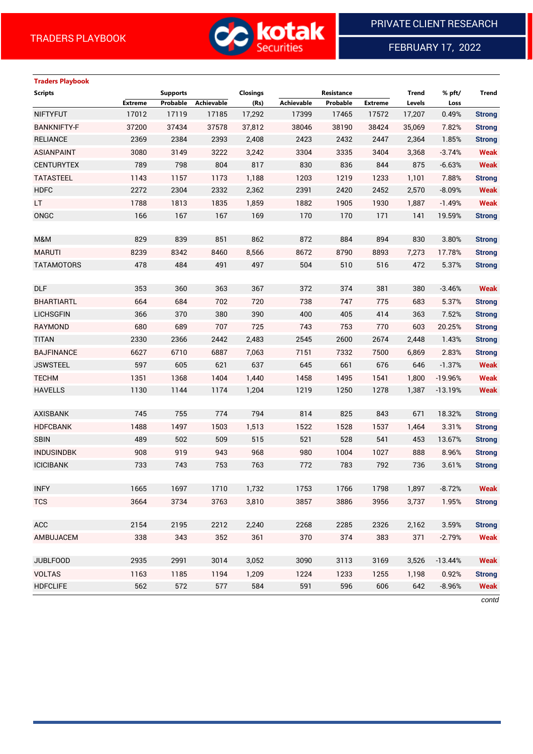TRADERS PLAYBOOK

PRIVATE CLIENT RESEARCH

FEBRUARY 17, 2022

**Traders Playbook**

| Scripts | Supports | | | Closings | Resistance | | | Trend | % pft/ | Trend |
|---|---|---|---|---|---|---|---|---|---|---|
| | Extreme | Probable | Achievable | (Rs) | Achievable | Probable | Extreme | Levels | Loss | |
| NIFTYFUT | 17012 | 17119 | 17185 | 17,292 | 17399 | 17465 | 17572 | 17,207 | 0.49% | Strong |
| BANKNIFTY-F | 37200 | 37434 | 37578 | 37,812 | 38046 | 38190 | 38424 | 35,069 | 7.82% | Strong |
| RELIANCE | 2369 | 2384 | 2393 | 2,408 | 2423 | 2432 | 2447 | 2,364 | 1.85% | Strong |
| ASIANPAINT | 3080 | 3149 | 3222 | 3,242 | 3304 | 3335 | 3404 | 3,368 | -3.74% | Weak |
| CENTURYTEX | 789 | 798 | 804 | 817 | 830 | 836 | 844 | 875 | -6.63% | Weak |
| TATASTEEL | 1143 | 1157 | 1173 | 1,188 | 1203 | 1219 | 1233 | 1,101 | 7.88% | Strong |
| HDFC | 2272 | 2304 | 2332 | 2,362 | 2391 | 2420 | 2452 | 2,570 | -8.09% | Weak |
| LT | 1788 | 1813 | 1835 | 1,859 | 1882 | 1905 | 1930 | 1,887 | -1.49% | Weak |
| ONGC | 166 | 167 | 167 | 169 | 170 | 170 | 171 | 141 | 19.59% | Strong |
| | | | | | | | | | | |
| M&M | 829 | 839 | 851 | 862 | 872 | 884 | 894 | 830 | 3.80% | Strong |
| MARUTI | 8239 | 8342 | 8460 | 8,566 | 8672 | 8790 | 8893 | 7,273 | 17.78% | Strong |
| TATAMOTORS | 478 | 484 | 491 | 497 | 504 | 510 | 516 | 472 | 5.37% | Strong |
| | | | | | | | | | | |
| DLF | 353 | 360 | 363 | 367 | 372 | 374 | 381 | 380 | -3.46% | Weak |
| BHARTIARTL | 664 | 684 | 702 | 720 | 738 | 747 | 775 | 683 | 5.37% | Strong |
| LICHSGFIN | 366 | 370 | 380 | 390 | 400 | 405 | 414 | 363 | 7.52% | Strong |
| RAYMOND | 680 | 689 | 707 | 725 | 743 | 753 | 770 | 603 | 20.25% | Strong |
| TITAN | 2330 | 2366 | 2442 | 2,483 | 2545 | 2600 | 2674 | 2,448 | 1.43% | Strong |
| BAJFINANCE | 6627 | 6710 | 6887 | 7,063 | 7151 | 7332 | 7500 | 6,869 | 2.83% | Strong |
| JSWSTEEL | 597 | 605 | 621 | 637 | 645 | 661 | 676 | 646 | -1.37% | Weak |
| TECHM | 1351 | 1368 | 1404 | 1,440 | 1458 | 1495 | 1541 | 1,800 | -19.96% | Weak |
| HAVELLS | 1130 | 1144 | 1174 | 1,204 | 1219 | 1250 | 1278 | 1,387 | -13.19% | Weak |
| | | | | | | | | | | |
| AXISBANK | 745 | 755 | 774 | 794 | 814 | 825 | 843 | 671 | 18.32% | Strong |
| HDFCBANK | 1488 | 1497 | 1503 | 1,513 | 1522 | 1528 | 1537 | 1,464 | 3.31% | Strong |
| SBIN | 489 | 502 | 509 | 515 | 521 | 528 | 541 | 453 | 13.67% | Strong |
| INDUSINDBK | 908 | 919 | 943 | 968 | 980 | 1004 | 1027 | 888 | 8.96% | Strong |
| ICICIBANK | 733 | 743 | 753 | 763 | 772 | 783 | 792 | 736 | 3.61% | Strong |
| | | | | | | | | | | |
| INFY | 1665 | 1697 | 1710 | 1,732 | 1753 | 1766 | 1798 | 1,897 | -8.72% | Weak |
| TCS | 3664 | 3734 | 3763 | 3,810 | 3857 | 3886 | 3956 | 3,737 | 1.95% | Strong |
| | | | | | | | | | | |
| ACC | 2154 | 2195 | 2212 | 2,240 | 2268 | 2285 | 2326 | 2,162 | 3.59% | Strong |
| AMBUJACEM | 338 | 343 | 352 | 361 | 370 | 374 | 383 | 371 | -2.79% | Weak |
| | | | | | | | | | | |
| JUBLFOOD | 2935 | 2991 | 3014 | 3,052 | 3090 | 3113 | 3169 | 3,526 | -13.44% | Weak |
| VOLTAS | 1163 | 1185 | 1194 | 1,209 | 1224 | 1233 | 1255 | 1,198 | 0.92% | Strong |
| HDFCLIFE | 562 | 572 | 577 | 584 | 591 | 596 | 606 | 642 | -8.96% | Weak |

*contd*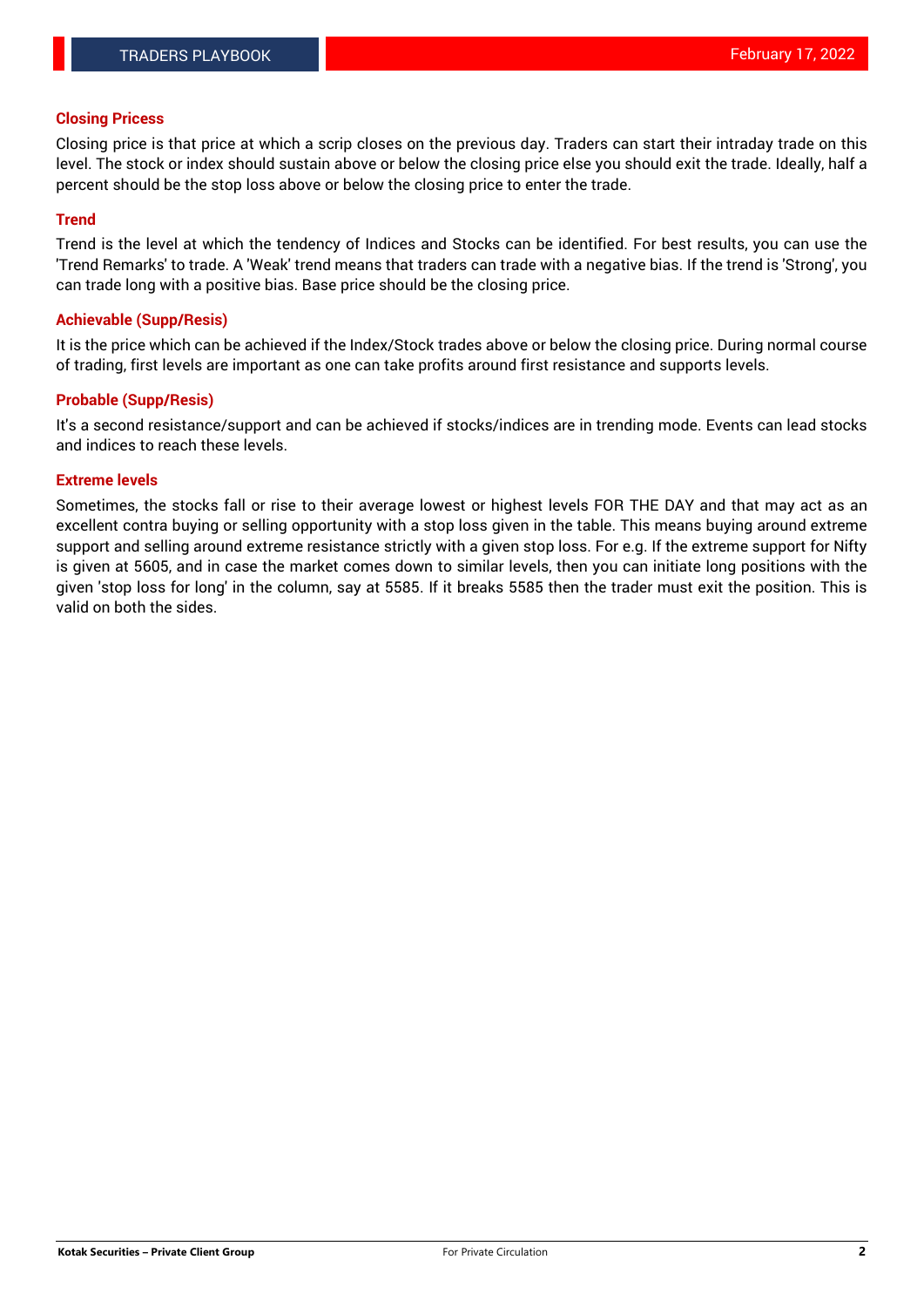## Closing Pricess

Closing price is that price at which a scrip closes on the previous day. Traders can start their intraday trade on this level. The stock or index should sustain above or below the closing price else you should exit the trade. Ideally, half a percent should be the stop loss above or below the closing price to enter the trade.

## Trend

Trend is the level at which the tendency of Indices and Stocks can be identified. For best results, you can use the 'Trend Remarks' to trade. A 'Weak' trend means that traders can trade with a negative bias. If the trend is 'Strong', you can trade long with a positive bias. Base price should be the closing price.

## Achievable (Supp/Resis)

It is the price which can be achieved if the Index/Stock trades above or below the closing price. During normal course of trading, first levels are important as one can take profits around first resistance and supports levels.

## Probable (Supp/Resis)

It's a second resistance/support and can be achieved if stocks/indices are in trending mode. Events can lead stocks and indices to reach these levels.

## Extreme levels

Sometimes, the stocks fall or rise to their average lowest or highest levels FOR THE DAY and that may act as an excellent contra buying or selling opportunity with a stop loss given in the table. This means buying around extreme support and selling around extreme resistance strictly with a given stop loss. For e.g. If the extreme support for Nifty is given at 5605, and in case the market comes down to similar levels, then you can initiate long positions with the given 'stop loss for long' in the column, say at 5585. If it breaks 5585 then the trader must exit the position. This is valid on both the sides.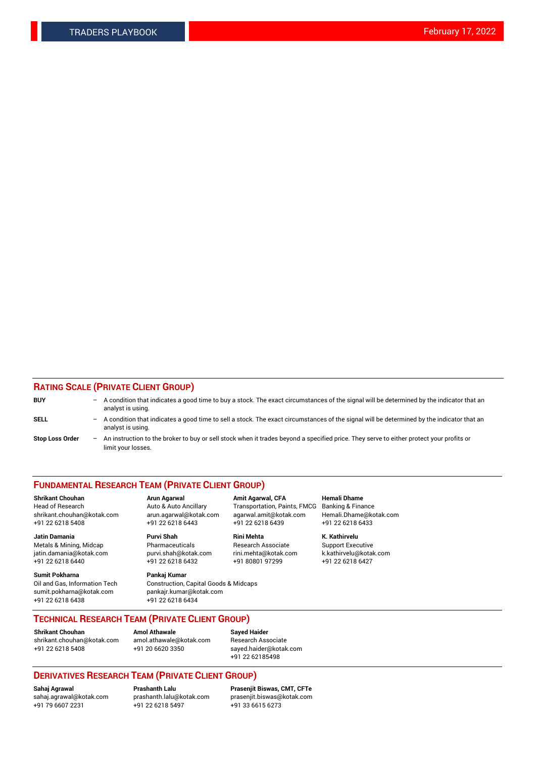## RATING SCALE (PRIVATE CLIENT GROUP)

**BUY** – A condition that indicates a good time to buy a stock. The exact circumstances of the signal will be determined by the indicator that an analyst is using.

**SELL** – A condition that indicates a good time to sell a stock. The exact circumstances of the signal will be determined by the indicator that an analyst is using.

**Stop Loss Order** – An instruction to the broker to buy or sell stock when it trades beyond a specified price. They serve to either protect your profits or limit your losses.

## FUNDAMENTAL RESEARCH TEAM (PRIVATE CLIENT GROUP)

**Shrikant Chouhan**
Head of Research
shrikant.chouhan@kotak.com
+91 22 6218 5408

**Arun Agarwal**
Auto & Auto Ancillary
arun.agarwal@kotak.com
+91 22 6218 6443

**Amit Agarwal, CFA**
Transportation, Paints, FMCG
agarwal.amit@kotak.com
+91 22 6218 6439

**Hemali Dhame**
Banking & Finance
Hemali.Dhame@kotak.com
+91 22 6218 6433

**Jatin Damania**
Metals & Mining, Midcap
jatin.damania@kotak.com
+91 22 6218 6440

**Purvi Shah**
Pharmaceuticals
purvi.shah@kotak.com
+91 22 6218 6432

**Rini Mehta**
Research Associate
rini.mehta@kotak.com
+91 80801 97299

**K. Kathirvelu**
Support Executive
k.kathirvelu@kotak.com
+91 22 6218 6427

**Sumit Pokharna**
Oil and Gas, Information Tech
sumit.pokharna@kotak.com
+91 22 6218 6438

**Pankaj Kumar**
Construction, Capital Goods & Midcaps
pankajr.kumar@kotak.com
+91 22 6218 6434

## TECHNICAL RESEARCH TEAM (PRIVATE CLIENT GROUP)

**Shrikant Chouhan**
shrikant.chouhan@kotak.com
+91 22 6218 5408

**Amol Athawale**
amol.athawale@kotak.com
+91 20 6620 3350

**Sayed Haider**
Research Associate
sayed.haider@kotak.com
+91 22 62185498

## DERIVATIVES RESEARCH TEAM (PRIVATE CLIENT GROUP)

**Sahaj Agrawal**
sahaj.agrawal@kotak.com
+91 79 6607 2231

**Prashanth Lalu**
prashanth.lalu@kotak.com
+91 22 6218 5497

**Prasenjit Biswas, CMT, CFTe**
prasenjit.biswas@kotak.com
+91 33 6615 6273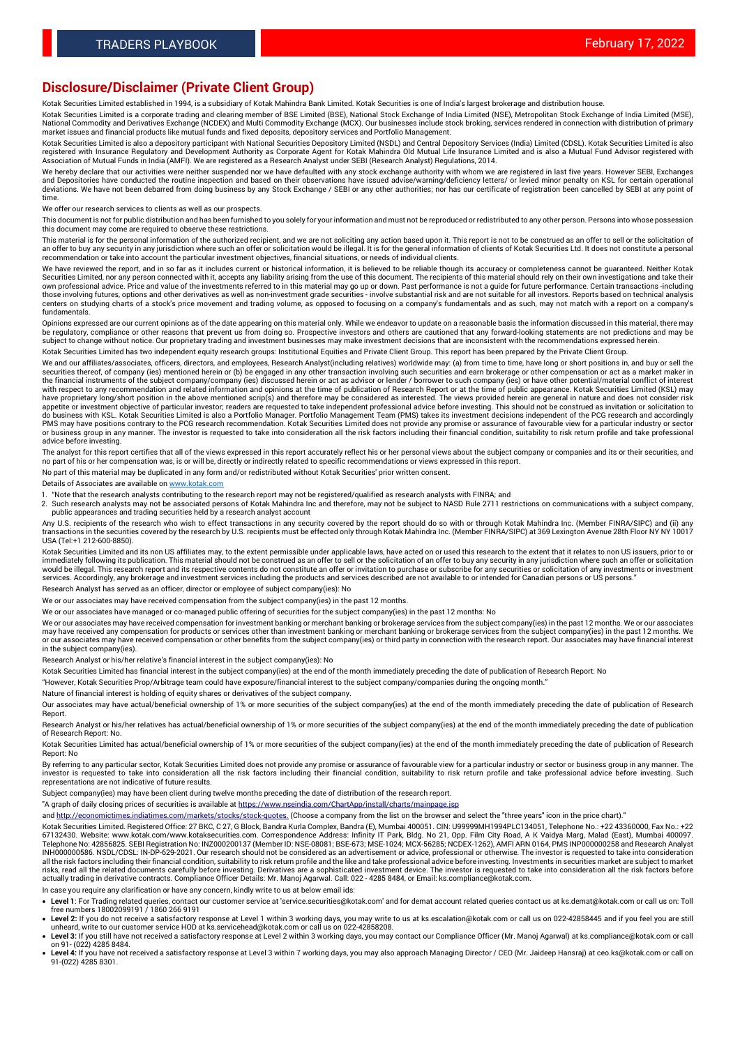# Disclosure/Disclaimer (Private Client Group)

Kotak Securities Limited established in 1994, is a subsidiary of Kotak Mahindra Bank Limited. Kotak Securities is one of India's largest brokerage and distribution house.

Kotak Securities Limited is a corporate trading and clearing member of BSE Limited (BSE), National Stock Exchange of India Limited (NSE), Metropolitan Stock Exchange of India Limited (MSE), National Commodity and Derivatives Exchange (NCDEX) and Multi Commodity Exchange (MCX). Our businesses include stock broking, services rendered in connection with distribution of primary market issues and financial products like mutual funds and fixed deposits, depository services and Portfolio Management.

Kotak Securities Limited is also a depository participant with National Securities Depository Limited (NSDL) and Central Depository Services (India) Limited (CDSL). Kotak Securities Limited is also registered with Insurance Regulatory and Development Authority as Corporate Agent for Kotak Mahindra Old Mutual Life Insurance Limited and is also a Mutual Fund Advisor registered with Association of Mutual Funds in India (AMFI). We are registered as a Research Analyst under SEBI (Research Analyst) Regulations, 2014.

We hereby declare that our activities were neither suspended nor we have defaulted with any stock exchange authority with whom we are registered in last five years. However SEBI, Exchanges and Depositories have conducted the routine inspection and based on their observations have issued advise/warning/deficiency letters/ or levied minor penalty on KSL for certain operational deviations. We have not been debarred from doing business by any Stock Exchange / SEBI or any other authorities; nor has our certificate of registration been cancelled by SEBI at any point of time.

We offer our research services to clients as well as our prospects.

This document is not for public distribution and has been furnished to you solely for your information and must not be reproduced or redistributed to any other person. Persons into whose possession this document may come are required to observe these restrictions.

This material is for the personal information of the authorized recipient, and we are not soliciting any action based upon it. This report is not to be construed as an offer to sell or the solicitation of an offer to buy any security in any jurisdiction where such an offer or solicitation would be illegal. It is for the general information of clients of Kotak Securities Ltd. It does not constitute a personal recommendation or take into account the particular investment objectives, financial situations, or needs of individual clients.

We have reviewed the report, and in so far as it includes current or historical information, it is believed to be reliable though its accuracy or completeness cannot be guaranteed. Neither Kotak Securities Limited, nor any person connected with it, accepts any liability arising from the use of this document. The recipients of this material should rely on their own investigations and take their own professional advice. Price and value of the investments referred to in this material may go up or down. Past performance is not a guide for future performance. Certain transactions -including those involving futures, options and other derivatives as well as non-investment grade securities - involve substantial risk and are not suitable for all investors. Reports based on technical analysis centers on studying charts of a stock's price movement and trading volume, as opposed to focusing on a company's fundamentals and as such, may not match with a report on a company's fundamentals.

Opinions expressed are our current opinions as of the date appearing on this material only. While we endeavor to update on a reasonable basis the information discussed in this material, there may be regulatory, compliance or other reasons that prevent us from doing so. Prospective investors and others are cautioned that any forward-looking statements are not predictions and may be subject to change without notice. Our proprietary trading and investment businesses may make investment decisions that are inconsistent with the recommendations expressed herein.

Kotak Securities Limited has two independent equity research groups: Institutional Equities and Private Client Group. This report has been prepared by the Private Client Group.

We and our affiliates/associates, officers, directors, and employees, Research Analyst(including relatives) worldwide may: (a) from time to time, have long or short positions in, and buy or sell the securities thereof, of company (ies) mentioned herein or (b) be engaged in any other transaction involving such securities and earn brokerage or other compensation or act as a market maker in the financial instruments of the subject company/company (ies) discussed herein or act as advisor or lender / borrower to such company (ies) or have other potential/material conflict of interest with respect to any recommendation and related information and opinions at the time of publication of Research Report or at the time of public appearance. Kotak Securities Limited (KSL) may have proprietary long/short position in the above mentioned scrip(s) and therefore may be considered as interested. The views provided herein are general in nature and does not consider risk appetite or investment objective of particular investor; readers are requested to take independent professional advice before investing. This should not be construed as invitation or solicitation to do business with KSL. Kotak Securities Limited is also a Portfolio Manager. Portfolio Management Team (PMS) takes its investment decisions independent of the PCG research and accordingly PMS may have positions contrary to the PCG research recommendation. Kotak Securities Limited does not provide any promise or assurance of favourable view for a particular industry or sector or business group in any manner. The investor is requested to take into consideration all the risk factors including their financial condition, suitability to risk return profile and take professional advice before investing.

The analyst for this report certifies that all of the views expressed in this report accurately reflect his or her personal views about the subject company or companies and its or their securities, and no part of his or her compensation was, is or will be, directly or indirectly related to specific recommendations or views expressed in this report.

No part of this material may be duplicated in any form and/or redistributed without Kotak Securities' prior written consent.

Details of Associates are available on www.kotak.com

1. "Note that the research analysts contributing to the research report may not be registered/qualified as research analysts with FINRA; and
2. Such research analysts may not be associated persons of Kotak Mahindra Inc and therefore, may not be subject to NASD Rule 2711 restrictions on communications with a subject company, public appearances and trading securities held by a research analyst account

Any U.S. recipients of the research who wish to effect transactions in any security covered by the report should do so with or through Kotak Mahindra Inc. (Member FINRA/SIPC) and (ii) any transactions in the securities covered by the research by U.S. recipients must be effected only through Kotak Mahindra Inc. (Member FINRA/SIPC) at 369 Lexington Avenue 28th Floor NY NY 10017 USA (Tel:+1 212-600-8850).

Kotak Securities Limited and its non US affiliates may, to the extent permissible under applicable laws, have acted on or used this research to the extent that it relates to non US issuers, prior to or immediately following its publication. This material should not be construed as an offer to sell or the solicitation of an offer to buy any security in any jurisdiction where such an offer or solicitation would be illegal. This research report and its respective contents do not constitute an offer or invitation to purchase or subscribe for any securities or solicitation of any investments or investment services. Accordingly, any brokerage and investment services including the products and services described are not available to or intended for Canadian persons or US persons."

Research Analyst has served as an officer, director or employee of subject company(ies): No

We or our associates may have received compensation from the subject company(ies) in the past 12 months.

We or our associates have managed or co-managed public offering of securities for the subject company(ies) in the past 12 months: No

We or our associates may have received compensation for investment banking or merchant banking or brokerage services from the subject company(ies) in the past 12 months. We or our associates may have received any compensation for products or services other than investment banking or merchant banking or brokerage services from the subject company(ies) in the past 12 months. We or our associates may have received compensation or other benefits from the subject company(ies) or third party in connection with the research report. Our associates may have financial interest in the subject company(ies).

Research Analyst or his/her relative's financial interest in the subject company(ies): No

Kotak Securities Limited has financial interest in the subject company(ies) at the end of the month immediately preceding the date of publication of Research Report: No

"However, Kotak Securities Prop/Arbitrage team could have exposure/financial interest to the subject company/companies during the ongoing month."

Nature of financial interest is holding of equity shares or derivatives of the subject company.

Our associates may have actual/beneficial ownership of 1% or more securities of the subject company(ies) at the end of the month immediately preceding the date of publication of Research Report.

Research Analyst or his/her relatives has actual/beneficial ownership of 1% or more securities of the subject company(ies) at the end of the month immediately preceding the date of publication of Research Report: No.

Kotak Securities Limited has actual/beneficial ownership of 1% or more securities of the subject company(ies) at the end of the month immediately preceding the date of publication of Research Report: No

By referring to any particular sector, Kotak Securities Limited does not provide any promise or assurance of favourable view for a particular industry or sector or business group in any manner. The investor is requested to take into consideration all the risk factors including their financial condition, suitability to risk return profile and take professional advice before investing. Such representations are not indicative of future results.

Subject company(ies) may have been client during twelve months preceding the date of distribution of the research report.

"A graph of daily closing prices of securities is available at https://www.nseindia.com/ChartApp/install/charts/mainpage.jsp

and http://economictimes.indiatimes.com/markets/stocks/stock-quotes. (Choose a company from the list on the browser and select the "three years" icon in the price chart)."

Kotak Securities Limited. Registered Office: 27 BKC, C 27, G Block, Bandra Kurla Complex, Bandra (E), Mumbai 400051. CIN: U99999MH1994PLC134051, Telephone No.: +22 43360000, Fax No.: +22 67132430. Website: www.kotak.com/www.kotaksecurities.com. Correspondence Address: Infinity IT Park, Bldg. No 21, Opp. Film City Road, A K Vaidya Marg, Malad (East), Mumbai 400097. Telephone No: 42856825. SEBI Registration No: INZ000200137 (Member ID: NSE-08081; BSE-673; MSE-1024; MCX-56285; NCDEX-1262), AMFI ARN 0164, PMS INP000000258 and Research Analyst INH000000586. NSDL/CDSL: IN-DP-629-2021. Our research should not be considered as an advertisement or advice, professional or otherwise. The investor is requested to take into consideration all the risk factors including their financial condition, suitability to risk return profile and the like and take professional advice before investing. Investments in securities market are subject to market risks, read all the related documents carefully before investing. Derivatives are a sophisticated investment device. The investor is requested to take into consideration all the risk factors before actually trading in derivative contracts. Compliance Officer Details: Mr. Manoj Agarwal. Call: 022 - 4285 8484, or Email: ks.compliance@kotak.com.

In case you require any clarification or have any concern, kindly write to us at below email ids:

- **Level 1**: For Trading related queries, contact our customer service at 'service.securities@kotak.com' and for demat account related queries contact us at ks.demat@kotak.com or call us on: Toll free numbers 18002099191 / 1860 266 9191
- **Level 2:** If you do not receive a satisfactory response at Level 1 within 3 working days, you may write to us at ks.escalation@kotak.com or call us on 022-42858445 and if you feel you are still unheard, write to our customer service HOD at ks.servicehead@kotak.com or call us on 022-42858208.
- **Level 3:** If you still have not received a satisfactory response at Level 2 within 3 working days, you may contact our Compliance Officer (Mr. Manoj Agarwal) at ks.compliance@kotak.com or call on 91- (022) 4285 8484.
- **Level 4:** If you have not received a satisfactory response at Level 3 within 7 working days, you may also approach Managing Director / CEO (Mr. Jaideep Hansraj) at ceo.ks@kotak.com or call on 91-(022) 4285 8301.